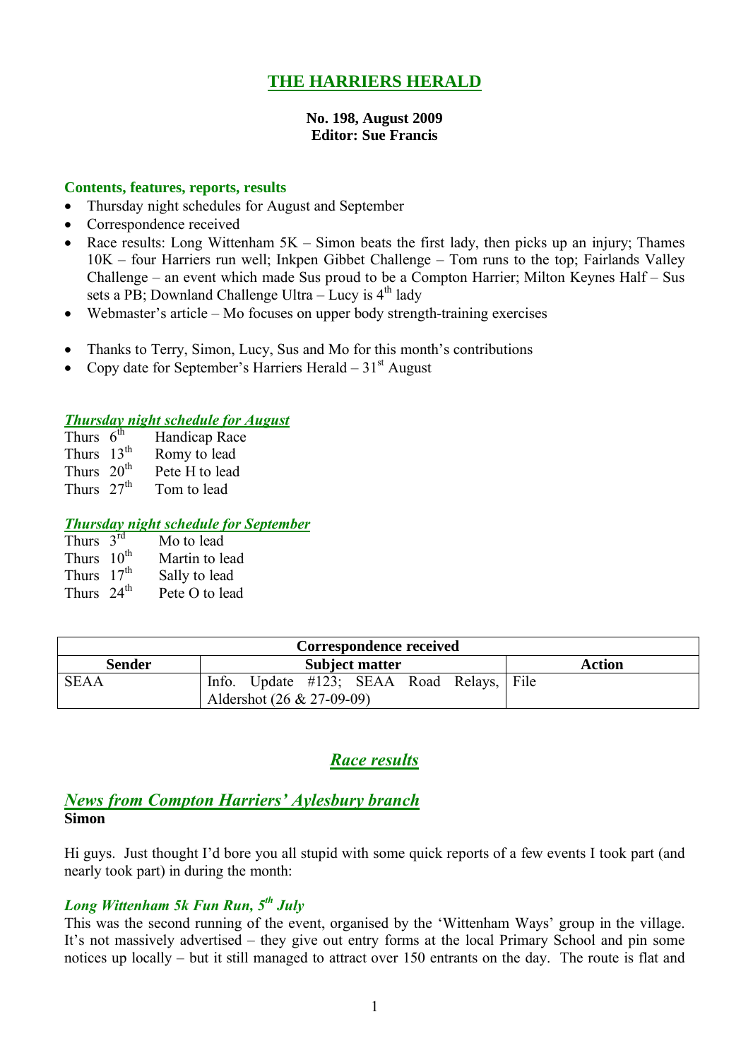# THE HARRIERS HERALD

**No. 198, August 2009**
**Editor: Sue Francis**

### Contents, features, reports, results

- Thursday night schedules for August and September
- Correspondence received
- Race results: Long Wittenham 5K – Simon beats the first lady, then picks up an injury; Thames 10K – four Harriers run well; Inkpen Gibbet Challenge – Tom runs to the top; Fairlands Valley Challenge – an event which made Sus proud to be a Compton Harrier; Milton Keynes Half – Sus sets a PB; Downland Challenge Ultra – Lucy is 4th lady
- Webmaster's article – Mo focuses on upper body strength-training exercises

- Thanks to Terry, Simon, Lucy, Sus and Mo for this month's contributions
- Copy date for September's Harriers Herald – 31st August

### *Thursday night schedule for August*

Thurs 6th Handicap Race
Thurs 13th Romy to lead
Thurs 20th Pete H to lead
Thurs 27th Tom to lead

### *Thursday night schedule for September*

Thurs 3rd Mo to lead
Thurs 10th Martin to lead
Thurs 17th Sally to lead
Thurs 24th Pete O to lead

| Correspondence received | | |
|---|---|---|
| **Sender** | **Subject matter** | **Action** |
| SEAA | Info. Update #123; SEAA Road Relays, Aldershot (26 & 27-09-09) | File |

## *Race results*

### *News from Compton Harriers' Aylesbury branch*

**Simon**

Hi guys. Just thought I'd bore you all stupid with some quick reports of a few events I took part (and nearly took part) in during the month:

#### *Long Wittenham 5k Fun Run, 5th July*

This was the second running of the event, organised by the 'Wittenham Ways' group in the village. It's not massively advertised – they give out entry forms at the local Primary School and pin some notices up locally – but it still managed to attract over 150 entrants on the day. The route is flat and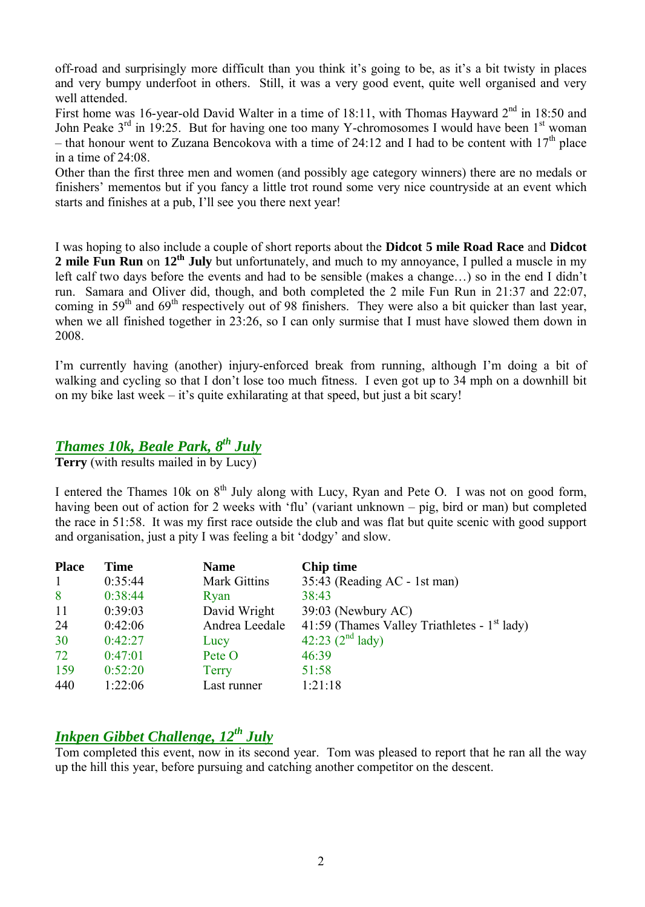off-road and surprisingly more difficult than you think it's going to be, as it's a bit twisty in places and very bumpy underfoot in others. Still, it was a very good event, quite well organised and very well attended.

First home was 16-year-old David Walter in a time of 18:11, with Thomas Hayward 2nd in 18:50 and John Peake 3rd in 19:25. But for having one too many Y-chromosomes I would have been 1st woman – that honour went to Zuzana Bencokova with a time of 24:12 and I had to be content with 17th place in a time of 24:08.

Other than the first three men and women (and possibly age category winners) there are no medals or finishers' mementos but if you fancy a little trot round some very nice countryside at an event which starts and finishes at a pub, I'll see you there next year!

I was hoping to also include a couple of short reports about the **Didcot 5 mile Road Race** and **Didcot 2 mile Fun Run** on **12th July** but unfortunately, and much to my annoyance, I pulled a muscle in my left calf two days before the events and had to be sensible (makes a change…) so in the end I didn't run. Samara and Oliver did, though, and both completed the 2 mile Fun Run in 21:37 and 22:07, coming in 59th and 69th respectively out of 98 finishers. They were also a bit quicker than last year, when we all finished together in 23:26, so I can only surmise that I must have slowed them down in 2008.

I'm currently having (another) injury-enforced break from running, although I'm doing a bit of walking and cycling so that I don't lose too much fitness. I even got up to 34 mph on a downhill bit on my bike last week – it's quite exhilarating at that speed, but just a bit scary!

## *Thames 10k, Beale Park, 8th July*

**Terry** (with results mailed in by Lucy)

I entered the Thames 10k on 8th July along with Lucy, Ryan and Pete O. I was not on good form, having been out of action for 2 weeks with 'flu' (variant unknown – pig, bird or man) but completed the race in 51:58. It was my first race outside the club and was flat but quite scenic with good support and organisation, just a pity I was feeling a bit 'dodgy' and slow.

| Place | Time | Name | Chip time |
|---|---|---|---|
| 1 | 0:35:44 | Mark Gittins | 35:43 (Reading AC - 1st man) |
| 8 | 0:38:44 | Ryan | 38:43 |
| 11 | 0:39:03 | David Wright | 39:03 (Newbury AC) |
| 24 | 0:42:06 | Andrea Leedale | 41:59 (Thames Valley Triathletes - 1st lady) |
| 30 | 0:42:27 | Lucy | 42:23 (2nd lady) |
| 72 | 0:47:01 | Pete O | 46:39 |
| 159 | 0:52:20 | Terry | 51:58 |
| 440 | 1:22:06 | Last runner | 1:21:18 |

## *Inkpen Gibbet Challenge, 12th July*

Tom completed this event, now in its second year. Tom was pleased to report that he ran all the way up the hill this year, before pursuing and catching another competitor on the descent.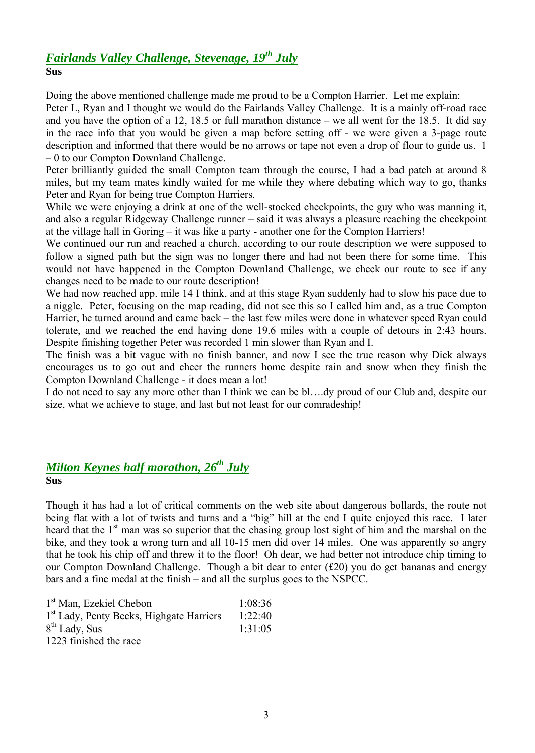## *Fairlands Valley Challenge, Stevenage, 19th July*

**Sus**

Doing the above mentioned challenge made me proud to be a Compton Harrier. Let me explain:

Peter L, Ryan and I thought we would do the Fairlands Valley Challenge. It is a mainly off-road race and you have the option of a 12, 18.5 or full marathon distance – we all went for the 18.5. It did say in the race info that you would be given a map before setting off - we were given a 3-page route description and informed that there would be no arrows or tape not even a drop of flour to guide us. 1 – 0 to our Compton Downland Challenge.

Peter brilliantly guided the small Compton team through the course, I had a bad patch at around 8 miles, but my team mates kindly waited for me while they where debating which way to go, thanks Peter and Ryan for being true Compton Harriers.

While we were enjoying a drink at one of the well-stocked checkpoints, the guy who was manning it, and also a regular Ridgeway Challenge runner – said it was always a pleasure reaching the checkpoint at the village hall in Goring – it was like a party - another one for the Compton Harriers!

We continued our run and reached a church, according to our route description we were supposed to follow a signed path but the sign was no longer there and had not been there for some time. This would not have happened in the Compton Downland Challenge, we check our route to see if any changes need to be made to our route description!

We had now reached app. mile 14 I think, and at this stage Ryan suddenly had to slow his pace due to a niggle. Peter, focusing on the map reading, did not see this so I called him and, as a true Compton Harrier, he turned around and came back – the last few miles were done in whatever speed Ryan could tolerate, and we reached the end having done 19.6 miles with a couple of detours in 2:43 hours. Despite finishing together Peter was recorded 1 min slower than Ryan and I.

The finish was a bit vague with no finish banner, and now I see the true reason why Dick always encourages us to go out and cheer the runners home despite rain and snow when they finish the Compton Downland Challenge - it does mean a lot!

I do not need to say any more other than I think we can be bl….dy proud of our Club and, despite our size, what we achieve to stage, and last but not least for our comradeship!

## *Milton Keynes half marathon, 26th July*

**Sus**

Though it has had a lot of critical comments on the web site about dangerous bollards, the route not being flat with a lot of twists and turns and a "big" hill at the end I quite enjoyed this race. I later heard that the 1st man was so superior that the chasing group lost sight of him and the marshal on the bike, and they took a wrong turn and all 10-15 men did over 14 miles. One was apparently so angry that he took his chip off and threw it to the floor! Oh dear, we had better not introduce chip timing to our Compton Downland Challenge. Though a bit dear to enter (£20) you do get bananas and energy bars and a fine medal at the finish – and all the surplus goes to the NSPCC.

| | |
|---|---|
| 1st Man, Ezekiel Chebon | 1:08:36 |
| 1st Lady, Penty Becks, Highgate Harriers | 1:22:40 |
| 8th Lady, Sus | 1:31:05 |

1223 finished the race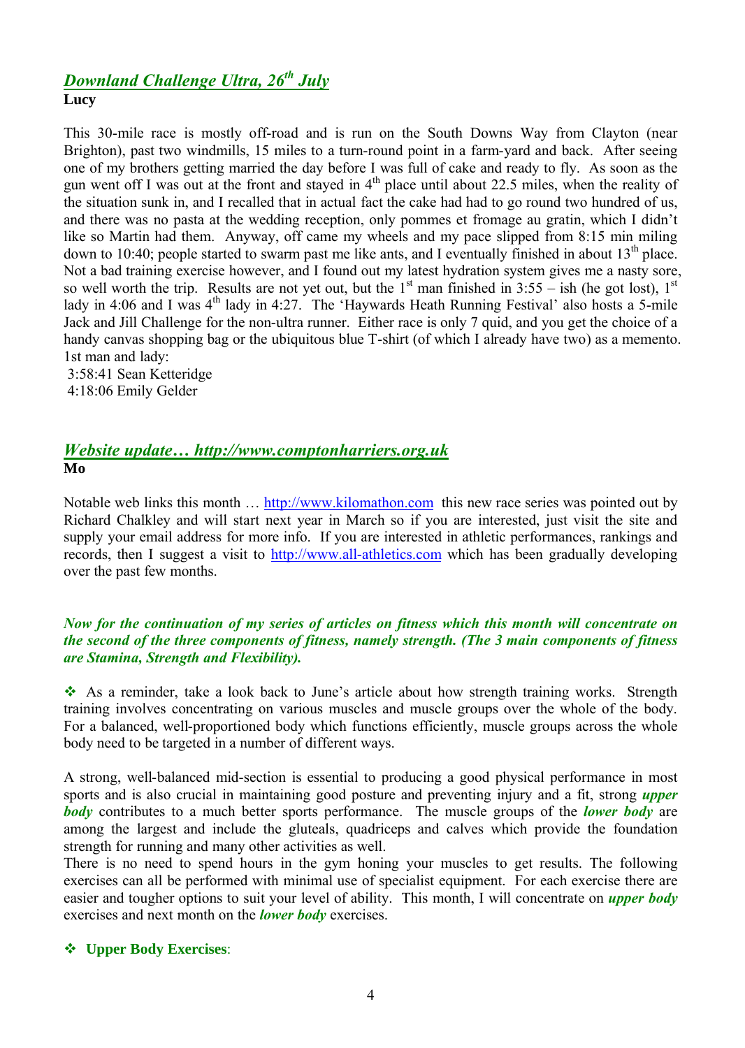## *Downland Challenge Ultra, 26th July*

**Lucy**

This 30-mile race is mostly off-road and is run on the South Downs Way from Clayton (near Brighton), past two windmills, 15 miles to a turn-round point in a farm-yard and back. After seeing one of my brothers getting married the day before I was full of cake and ready to fly. As soon as the gun went off I was out at the front and stayed in 4th place until about 22.5 miles, when the reality of the situation sunk in, and I recalled that in actual fact the cake had had to go round two hundred of us, and there was no pasta at the wedding reception, only pommes et fromage au gratin, which I didn't like so Martin had them. Anyway, off came my wheels and my pace slipped from 8:15 min miling down to 10:40; people started to swarm past me like ants, and I eventually finished in about 13th place. Not a bad training exercise however, and I found out my latest hydration system gives me a nasty sore, so well worth the trip. Results are not yet out, but the 1st man finished in 3:55 – ish (he got lost), 1st lady in 4:06 and I was 4th lady in 4:27. The 'Haywards Heath Running Festival' also hosts a 5-mile Jack and Jill Challenge for the non-ultra runner. Either race is only 7 quid, and you get the choice of a handy canvas shopping bag or the ubiquitous blue T-shirt (of which I already have two) as a memento.

1st man and lady:

3:58:41 Sean Ketteridge

4:18:06 Emily Gelder

## *Website update… http://www.comptonharriers.org.uk*

**Mo**

Notable web links this month … http://www.kilomathon.com this new race series was pointed out by Richard Chalkley and will start next year in March so if you are interested, just visit the site and supply your email address for more info. If you are interested in athletic performances, rankings and records, then I suggest a visit to http://www.all-athletics.com which has been gradually developing over the past few months.

***Now for the continuation of my series of articles on fitness which this month will concentrate on the second of the three components of fitness, namely strength. (The 3 main components of fitness are Stamina, Strength and Flexibility).***

❖ As a reminder, take a look back to June's article about how strength training works. Strength training involves concentrating on various muscles and muscle groups over the whole of the body. For a balanced, well-proportioned body which functions efficiently, muscle groups across the whole body need to be targeted in a number of different ways.

A strong, well-balanced mid-section is essential to producing a good physical performance in most sports and is also crucial in maintaining good posture and preventing injury and a fit, strong ***upper body*** contributes to a much better sports performance. The muscle groups of the ***lower body*** are among the largest and include the gluteals, quadriceps and calves which provide the foundation strength for running and many other activities as well.

There is no need to spend hours in the gym honing your muscles to get results. The following exercises can all be performed with minimal use of specialist equipment. For each exercise there are easier and tougher options to suit your level of ability. This month, I will concentrate on ***upper body*** exercises and next month on the ***lower body*** exercises.

❖ **Upper Body Exercises**: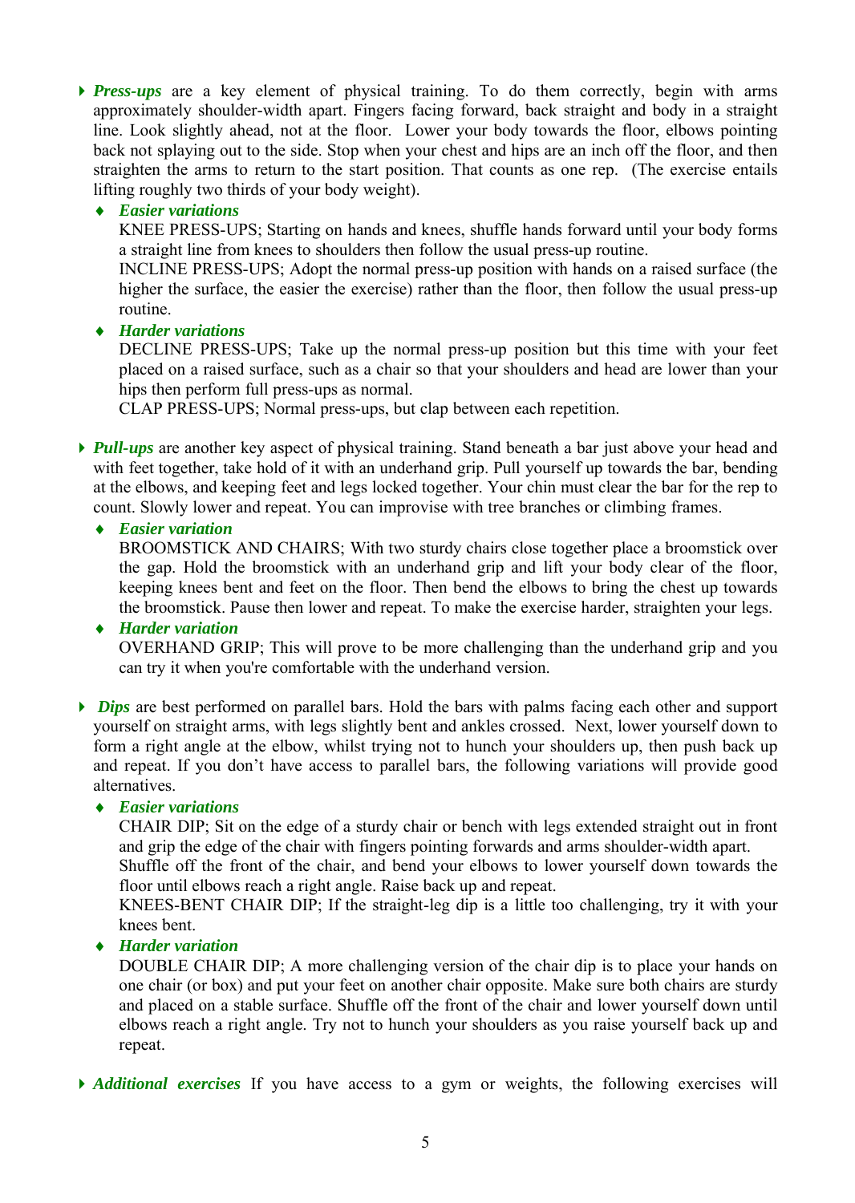- ***Press-ups*** are a key element of physical training. To do them correctly, begin with arms approximately shoulder-width apart. Fingers facing forward, back straight and body in a straight line. Look slightly ahead, not at the floor. Lower your body towards the floor, elbows pointing back not splaying out to the side. Stop when your chest and hips are an inch off the floor, and then straighten the arms to return to the start position. That counts as one rep. (The exercise entails lifting roughly two thirds of your body weight).
  - ***Easier variations***
    KNEE PRESS-UPS; Starting on hands and knees, shuffle hands forward until your body forms a straight line from knees to shoulders then follow the usual press-up routine.
    INCLINE PRESS-UPS; Adopt the normal press-up position with hands on a raised surface (the higher the surface, the easier the exercise) rather than the floor, then follow the usual press-up routine.
  - ***Harder variations***
    DECLINE PRESS-UPS; Take up the normal press-up position but this time with your feet placed on a raised surface, such as a chair so that your shoulders and head are lower than your hips then perform full press-ups as normal.
    CLAP PRESS-UPS; Normal press-ups, but clap between each repetition.

- ***Pull-ups*** are another key aspect of physical training. Stand beneath a bar just above your head and with feet together, take hold of it with an underhand grip. Pull yourself up towards the bar, bending at the elbows, and keeping feet and legs locked together. Your chin must clear the bar for the rep to count. Slowly lower and repeat. You can improvise with tree branches or climbing frames.
  - ***Easier variation***
    BROOMSTICK AND CHAIRS; With two sturdy chairs close together place a broomstick over the gap. Hold the broomstick with an underhand grip and lift your body clear of the floor, keeping knees bent and feet on the floor. Then bend the elbows to bring the chest up towards the broomstick. Pause then lower and repeat. To make the exercise harder, straighten your legs.
  - ***Harder variation***
    OVERHAND GRIP; This will prove to be more challenging than the underhand grip and you can try it when you're comfortable with the underhand version.

- ***Dips*** are best performed on parallel bars. Hold the bars with palms facing each other and support yourself on straight arms, with legs slightly bent and ankles crossed. Next, lower yourself down to form a right angle at the elbow, whilst trying not to hunch your shoulders up, then push back up and repeat. If you don’t have access to parallel bars, the following variations will provide good alternatives.
  - ***Easier variations***
    CHAIR DIP; Sit on the edge of a sturdy chair or bench with legs extended straight out in front and grip the edge of the chair with fingers pointing forwards and arms shoulder-width apart.
    Shuffle off the front of the chair, and bend your elbows to lower yourself down towards the floor until elbows reach a right angle. Raise back up and repeat.
    KNEES-BENT CHAIR DIP; If the straight-leg dip is a little too challenging, try it with your knees bent.
  - ***Harder variation***
    DOUBLE CHAIR DIP; A more challenging version of the chair dip is to place your hands on one chair (or box) and put your feet on another chair opposite. Make sure both chairs are sturdy and placed on a stable surface. Shuffle off the front of the chair and lower yourself down until elbows reach a right angle. Try not to hunch your shoulders as you raise yourself back up and repeat.

- ***Additional exercises*** If you have access to a gym or weights, the following exercises will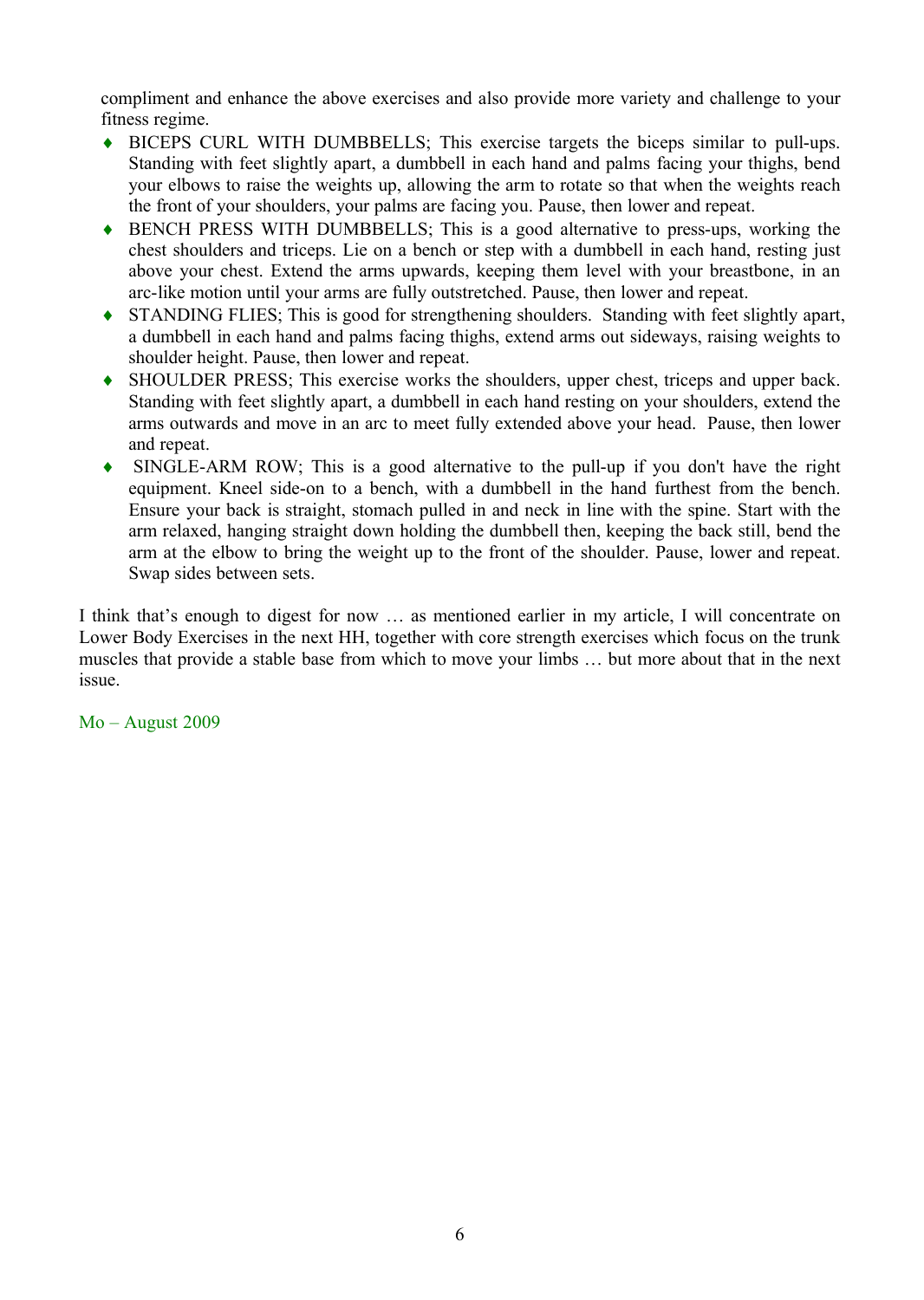compliment and enhance the above exercises and also provide more variety and challenge to your fitness regime.

- BICEPS CURL WITH DUMBBELLS; This exercise targets the biceps similar to pull-ups. Standing with feet slightly apart, a dumbbell in each hand and palms facing your thighs, bend your elbows to raise the weights up, allowing the arm to rotate so that when the weights reach the front of your shoulders, your palms are facing you. Pause, then lower and repeat.
- BENCH PRESS WITH DUMBBELLS; This is a good alternative to press-ups, working the chest shoulders and triceps. Lie on a bench or step with a dumbbell in each hand, resting just above your chest. Extend the arms upwards, keeping them level with your breastbone, in an arc-like motion until your arms are fully outstretched. Pause, then lower and repeat.
- STANDING FLIES; This is good for strengthening shoulders. Standing with feet slightly apart, a dumbbell in each hand and palms facing thighs, extend arms out sideways, raising weights to shoulder height. Pause, then lower and repeat.
- SHOULDER PRESS; This exercise works the shoulders, upper chest, triceps and upper back. Standing with feet slightly apart, a dumbbell in each hand resting on your shoulders, extend the arms outwards and move in an arc to meet fully extended above your head. Pause, then lower and repeat.
- SINGLE-ARM ROW; This is a good alternative to the pull-up if you don't have the right equipment. Kneel side-on to a bench, with a dumbbell in the hand furthest from the bench. Ensure your back is straight, stomach pulled in and neck in line with the spine. Start with the arm relaxed, hanging straight down holding the dumbbell then, keeping the back still, bend the arm at the elbow to bring the weight up to the front of the shoulder. Pause, lower and repeat. Swap sides between sets.

I think that's enough to digest for now … as mentioned earlier in my article, I will concentrate on Lower Body Exercises in the next HH, together with core strength exercises which focus on the trunk muscles that provide a stable base from which to move your limbs … but more about that in the next issue.

Mo – August 2009